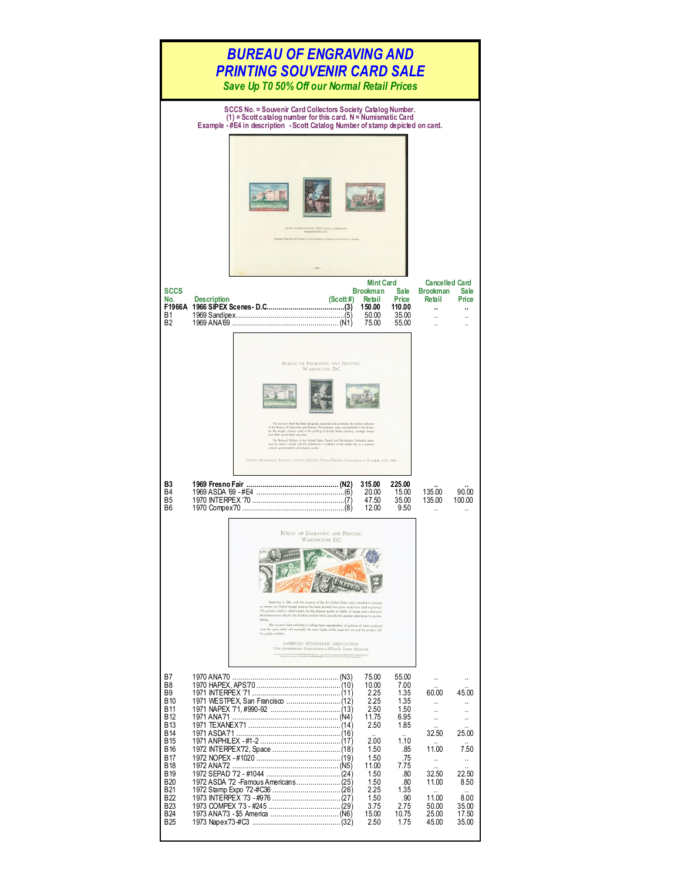# *BUREAU OF ENGRAVING AND PRINTING SOUVENIR CARD SALE*

### *Save Up T0 50% Off our Normal Retail Prices*

**SCCS No. = Souvenir Card Collectors Society Catalog Number.**
**(1) = Scott catalog number for this card. N = Numismatic Card**
**Example - #E4 in description - Scott Catalog Number of stamp depicted on card.**

| SCCS No. | Description | (Scott #) | Mint Card Brookman Retail | Mint Card Sale Price | Cancelled Card Brookman Retail | Cancelled Card Sale Price |
|---|---|---|---|---|---|---|
| **F1966A** | **1966 SIPEX Scenes - D.C.** | **(3)** | **150.00** | **110.00** | .. | .. |
| B1 | 1969 Sandipex | (5) | 50.00 | 35.00 | .. | .. |
| B2 | 1969 ANA'69 | (N1) | 75.00 | 55.00 | .. | .. |
| **B3** | **1969 Fresno Fair** | **(N2)** | **315.00** | **225.00** | .. | .. |
| B4 | 1969 ASDA '69 - #E4 | (6) | 20.00 | 15.00 | 135.00 | 90.00 |
| B5 | 1970 INTERPEX '70 | (7) | 47.50 | 35.00 | 135.00 | 100.00 |
| B6 | 1970 Compex70 | (8) | 12.00 | 9.50 | .. | .. |
| B7 | 1970 ANA70 | (N3) | 75.00 | 55.00 | .. | .. |
| B8 | 1970 HAPEX, APS70 | (10) | 10.00 | 7.00 | .. | .. |
| B9 | 1971 INTERPEX '71 | (11) | 2.25 | 1.35 | 60.00 | 45.00 |
| B10 | 1971 WESTPEX, San Francisco | (12) | 2.25 | 1.35 | .. | .. |
| B11 | 1971 NAPEX '71, #990-92 | (13) | 2.50 | 1.50 | .. | .. |
| B12 | 1971 ANA71 | (N4) | 11.75 | 6.95 | .. | .. |
| B13 | 1971 TEXANEX71 | (14) | 2.50 | 1.85 | .. | .. |
| B14 | 1971 ASDA71 | (16) | .. | .. | 32.50 | 25.00 |
| B15 | 1971 ANPHILEX - #1-2 | (17) | 2.00 | 1.10 | .. | .. |
| B16 | 1972 INTERPEX72, Space | (18) | 1.50 | .85 | 11.00 | 7.50 |
| B17 | 1972 NOPEX - #1020 | (19) | 1.50 | .75 | .. | .. |
| B18 | 1972 ANA72 | (N5) | 11.00 | 7.75 | .. | .. |
| B19 | 1972 SEPAD '72 - #1044 | (24) | 1.50 | .80 | 32.50 | 22.50 |
| B20 | 1972 ASDA '72 -Famous Americans | (25) | 1.50 | .80 | 11.00 | 8.50 |
| B21 | 1972 Stamp Expo '72-#C36 | (26) | 2.25 | 1.35 | .. | .. |
| B22 | 1973 INTERPEX '73 - #976 | (27) | 1.50 | .90 | 11.00 | 8.00 |
| B23 | 1973 COMPEX '73 - #245 | (29) | 3.75 | 2.75 | 50.00 | 35.00 |
| B24 | 1973 ANA'73 - $5 America | (N6) | 15.00 | 10.75 | 25.00 | 17.50 |
| B25 | 1973 Napex'73-#C3 | (32) | 2.50 | 1.75 | 45.00 | 35.00 |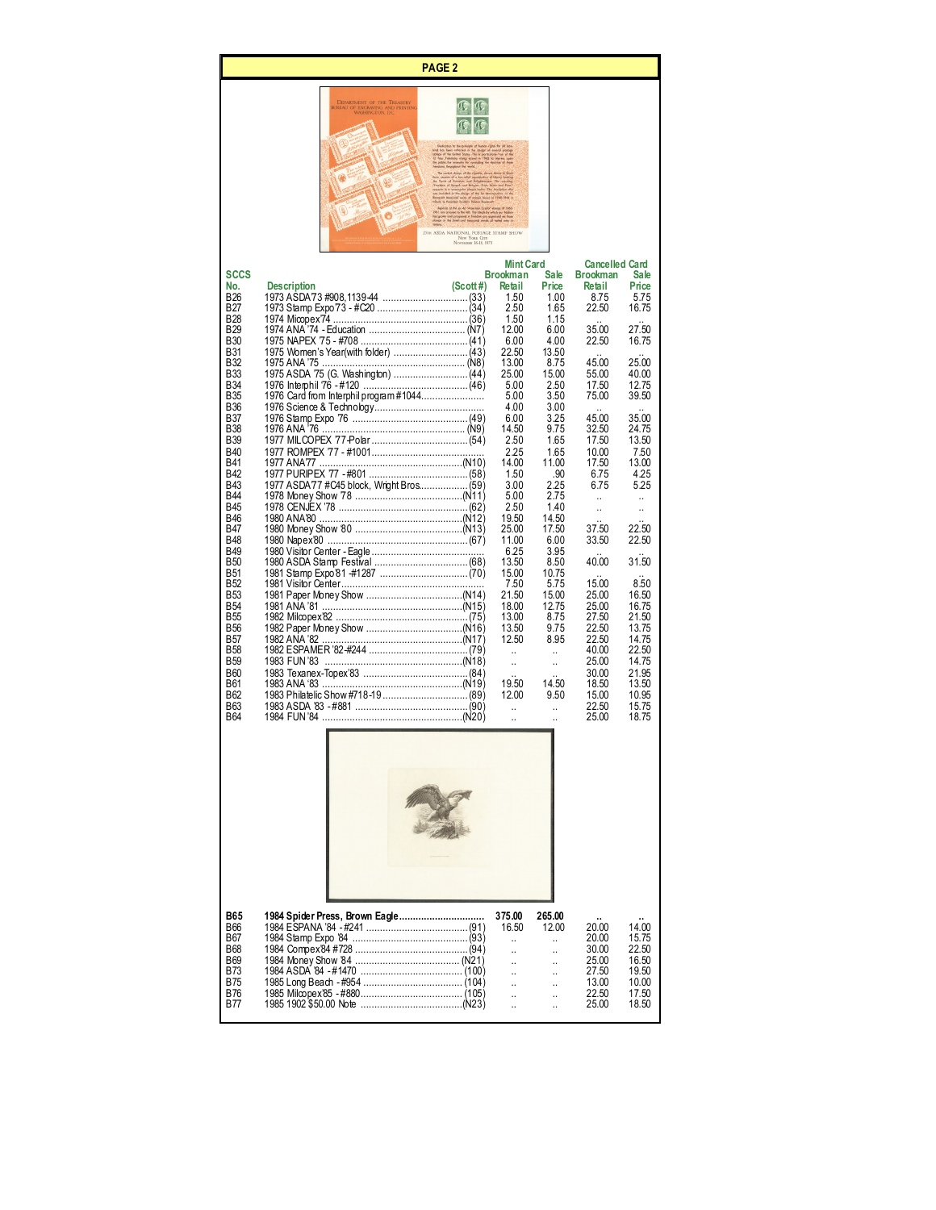## PAGE 2

| SCCS No. | Description | (Scott #) | Mint Card Brookman Retail | Mint Card Sale Price | Cancelled Card Brookman Retail | Cancelled Card Sale Price |
|---|---|---|---|---|---|---|
| B26 | 1973 ASDA'73 #908,1139-44 | (33) | 1.50 | 1.00 | 8.75 | 5.75 |
| B27 | 1973 Stamp Expo'73 - #C20 | (34) | 2.50 | 1.65 | 22.50 | 16.75 |
| B28 | 1974 Micopex'74 | (36) | 1.50 | 1.15 | .. | .. |
| B29 | 1974 ANA '74 - Education | (N7) | 12.00 | 6.00 | 35.00 | 27.50 |
| B30 | 1975 NAPEX '75 - #708 | (41) | 6.00 | 4.00 | 22.50 | 16.75 |
| B31 | 1975 Women's Year(with folder) | (43) | 22.50 | 13.50 | .. | .. |
| B32 | 1975 ANA '75 | (N8) | 13.00 | 8.75 | 45.00 | 25.00 |
| B33 | 1975 ASDA '75 (G. Washington) | (44) | 25.00 | 15.00 | 55.00 | 40.00 |
| B34 | 1976 Interphil '76 - #120 | (46) | 5.00 | 2.50 | 17.50 | 12.75 |
| B35 | 1976 Card from Interphil program #1044 | | 5.00 | 3.50 | 75.00 | 39.50 |
| B36 | 1976 Science & Technology | | 4.00 | 3.00 | .. | .. |
| B37 | 1976 Stamp Expo '76 | (49) | 6.00 | 3.25 | 45.00 | 35.00 |
| B38 | 1976 ANA '76 | (N9) | 14.50 | 9.75 | 32.50 | 24.75 |
| B39 | 1977 MILCOPEX '77-Polar | (54) | 2.50 | 1.65 | 17.50 | 13.50 |
| B40 | 1977 ROMPEX '77 - #1001 | | 2.25 | 1.65 | 10.00 | 7.50 |
| B41 | 1977 ANA'77 | (N10) | 14.00 | 11.00 | 17.50 | 13.00 |
| B42 | 1977 PURIPEX '77 - #801 | (58) | 1.50 | .90 | 6.75 | 4.25 |
| B43 | 1977 ASDA'77 #C45 block, Wright Bros. | (59) | 3.00 | 2.25 | 6.75 | 5.25 |
| B44 | 1978 Money Show '78 | (N11) | 5.00 | 2.75 | .. | .. |
| B45 | 1978 CENJEX '78 | (62) | 2.50 | 1.40 | .. | .. |
| B46 | 1980 ANA'80 | (N12) | 19.50 | 14.50 | .. | .. |
| B47 | 1980 Money Show '80 | (N13) | 25.00 | 17.50 | 37.50 | 22.50 |
| B48 | 1980 Napex'80 | (67) | 11.00 | 6.00 | 33.50 | 22.50 |
| B49 | 1980 Visitor Center - Eagle | | 6.25 | 3.95 | .. | .. |
| B50 | 1980 ASDA Stamp Festival | (68) | 13.50 | 8.50 | 40.00 | 31.50 |
| B51 | 1981 Stamp Expo'81 -#1287 | (70) | 15.00 | 10.75 | .. | .. |
| B52 | 1981 Visitor Center | | 7.50 | 5.75 | 15.00 | 8.50 |
| B53 | 1981 Paper Money Show | (N14) | 21.50 | 15.00 | 25.00 | 16.50 |
| B54 | 1981 ANA '81 | (N15) | 18.00 | 12.75 | 25.00 | 16.75 |
| B55 | 1982 Milcopex'82 | (75) | 13.00 | 8.75 | 27.50 | 21.50 |
| B56 | 1982 Paper Money Show | (N16) | 13.50 | 9.75 | 22.50 | 13.75 |
| B57 | 1982 ANA '82 | (N17) | 12.50 | 8.95 | 22.50 | 14.75 |
| B58 | 1982 ESPAMER '82-#244 | (79) | .. | .. | 40.00 | 22.50 |
| B59 | 1983 FUN '83 | (N18) | .. | .. | 25.00 | 14.75 |
| B60 | 1983 Texanex-Topex'83 | (84) | .. | .. | 30.00 | 21.95 |
| B61 | 1983 ANA '83 | (N19) | 19.50 | 14.50 | 18.50 | 13.50 |
| B62 | 1983 Philatelic Show #718-19 | (89) | 12.00 | 9.50 | 15.00 | 10.95 |
| B63 | 1983 ASDA '83 - #881 | (90) | .. | .. | 22.50 | 15.75 |
| B64 | 1984 FUN '84 | (N20) | .. | .. | 25.00 | 18.75 |
| **B65** | **1984 Spider Press, Brown Eagle** | | **375.00** | **265.00** | .. | .. |
| B66 | 1984 ESPANA '84 - #241 | (91) | 16.50 | 12.00 | 20.00 | 14.00 |
| B67 | 1984 Stamp Expo '84 | (93) | .. | .. | 20.00 | 15.75 |
| B68 | 1984 Compex'84 #728 | (94) | .. | .. | 30.00 | 22.50 |
| B69 | 1984 Money Show '84 | (N21) | .. | .. | 25.00 | 16.50 |
| B73 | 1984 ASDA '84 - #1470 | (100) | .. | .. | 27.50 | 19.50 |
| B75 | 1985 Long Beach - #954 | (104) | .. | .. | 13.00 | 10.00 |
| B76 | 1985 Milcopex'85 - #880 | (105) | .. | .. | 22.50 | 17.50 |
| B77 | 1985 1902 $50.00 Note | (N23) | .. | .. | 25.00 | 18.50 |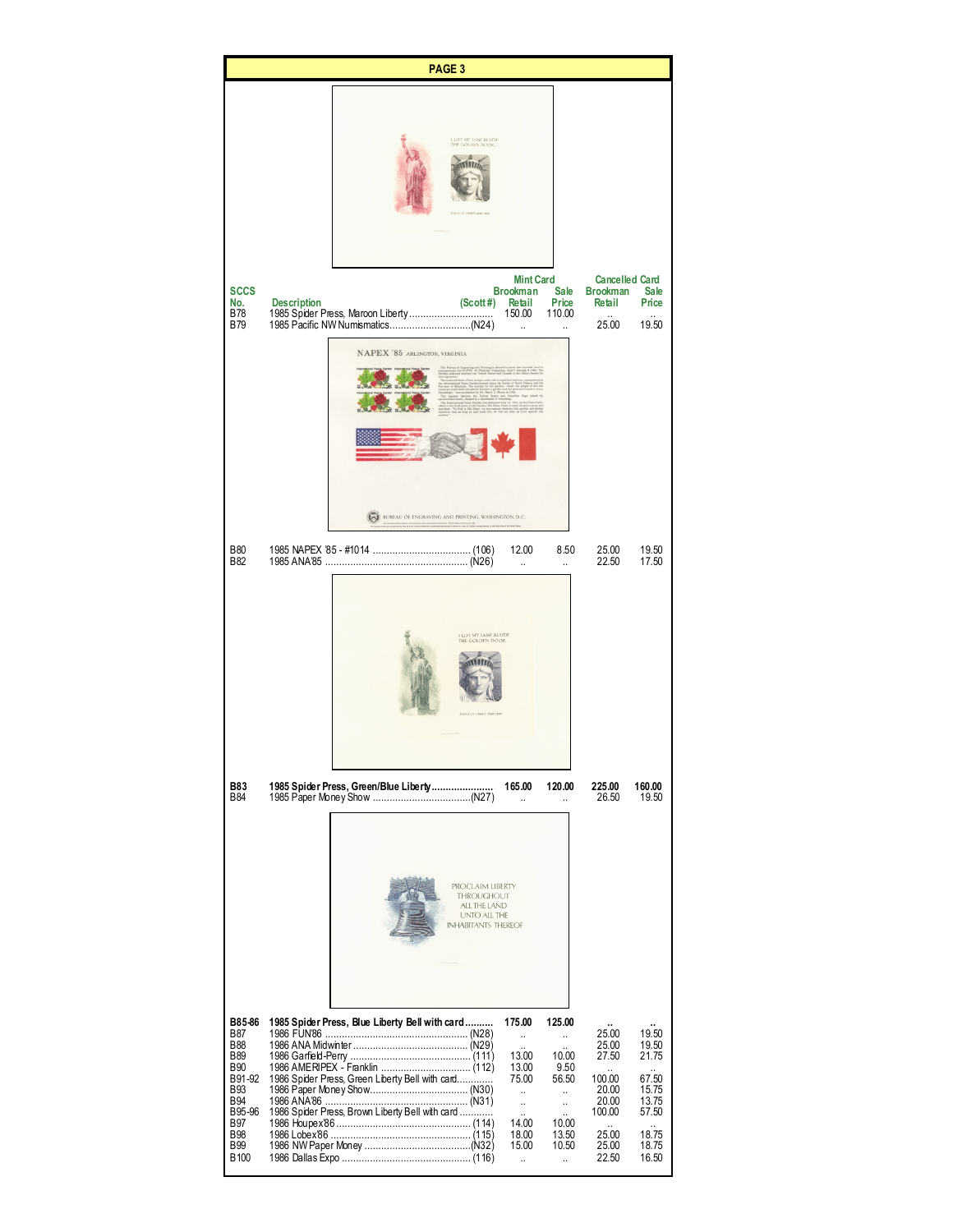## PAGE 3

| SCCS No. | Description | (Scott#) | Mint Card Brookman Retail | Mint Card Sale Price | Cancelled Card Brookman Retail | Cancelled Card Sale Price |
|---|---|---|---|---|---|---|
| B78 | 1985 Spider Press, Maroon Liberty | | 150.00 | 110.00 | .. | .. |
| B79 | 1985 Pacific NW Numismatics | (N24) | .. | .. | 25.00 | 19.50 |
| B80 | 1985 NAPEX '85 - #1014 | (106) | 12.00 | 8.50 | 25.00 | 19.50 |
| B82 | 1985 ANA'85 | (N26) | .. | .. | 22.50 | 17.50 |
| **B83** | **1985 Spider Press, Green/Blue Liberty** | | **165.00** | **120.00** | **225.00** | **160.00** |
| B84 | 1985 Paper Money Show | (N27) | .. | .. | 26.50 | 19.50 |
| **B85-86** | **1985 Spider Press, Blue Liberty Bell with card** | | **175.00** | **125.00** | .. | .. |
| B87 | 1986 FUN'86 | (N28) | .. | .. | 25.00 | 19.50 |
| B88 | 1986 ANA Midwinter | (N29) | .. | .. | 25.00 | 19.50 |
| B89 | 1986 Garfield-Perry | (111) | 13.00 | 10.00 | 27.50 | 21.75 |
| B90 | 1986 AMERIPEX - Franklin | (112) | 13.00 | 9.50 | .. | .. |
| B91-92 | 1986 Spider Press, Green Liberty Bell with card | | 75.00 | 56.50 | 100.00 | 67.50 |
| B93 | 1986 Paper Money Show | (N30) | .. | .. | 20.00 | 15.75 |
| B94 | 1986 ANA'86 | (N31) | .. | .. | 20.00 | 13.75 |
| B95-96 | 1986 Spider Press, Brown Liberty Bell with card | | .. | .. | 100.00 | 57.50 |
| B97 | 1986 Houpex'86 | (114) | 14.00 | 10.00 | .. | .. |
| B98 | 1986 Lobex'86 | (115) | 18.00 | 13.50 | 25.00 | 18.75 |
| B99 | 1986 NW Paper Money | (N32) | 15.00 | 10.50 | 25.00 | 18.75 |
| B100 | 1986 Dallas Expo | (116) | .. | .. | 22.50 | 16.50 |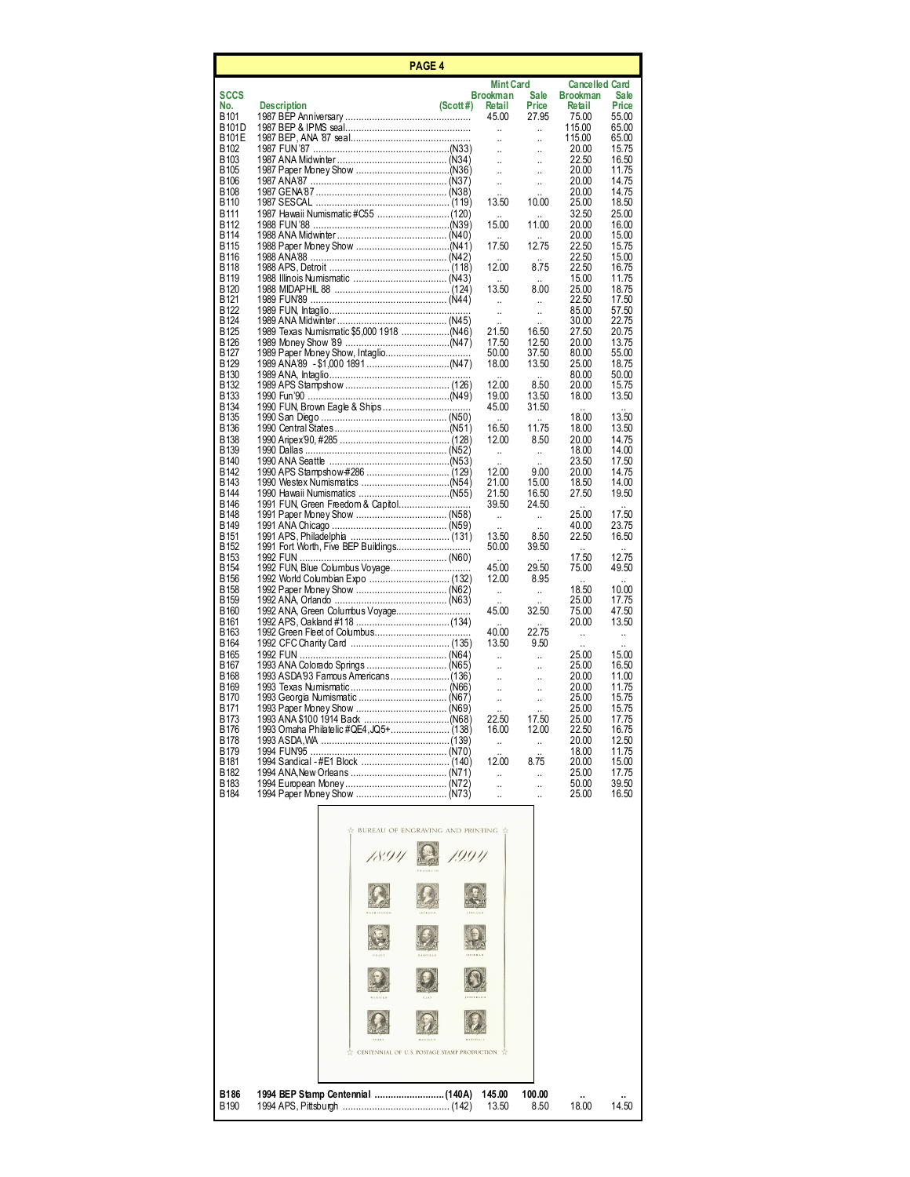## PAGE 4

| SCCS No. | Description | (Scott #) | Mint Card Brookman Retail | Mint Card Sale Price | Cancelled Card Brookman Retail | Cancelled Card Sale Price |
|---|---|---|---|---|---|---|
| B101 | 1987 BEP Anniversary | | 45.00 | 27.95 | 75.00 | 55.00 |
| B101D | 1987 BEP & IPMS seal | | .. | .. | 115.00 | 65.00 |
| B101E | 1987 BEP, ANA '87 seal | | .. | .. | 115.00 | 65.00 |
| B102 | 1987 FUN '87 | (N33) | .. | .. | 20.00 | 15.75 |
| B103 | 1987 ANA Midwinter | (N34) | .. | .. | 22.50 | 16.50 |
| B105 | 1987 Paper Money Show | (N36) | .. | .. | 20.00 | 11.75 |
| B106 | 1987 ANA'87 | (N37) | .. | .. | 20.00 | 14.75 |
| B108 | 1987 GENA'87 | (N38) | .. | .. | 20.00 | 14.75 |
| B110 | 1987 SESCAL | (119) | 13.50 | 10.00 | 25.00 | 18.50 |
| B111 | 1987 Hawaii Numismatic #C55 | (120) | .. | .. | 32.50 | 25.00 |
| B112 | 1988 FUN '88 | (N39) | 15.00 | 11.00 | 20.00 | 16.00 |
| B114 | 1988 ANA Midwinter | (N40) | .. | .. | 20.00 | 15.00 |
| B115 | 1988 Paper Money Show | (N41) | 17.50 | 12.75 | 22.50 | 15.75 |
| B116 | 1988 ANA'88 | (N42) | .. | .. | 22.50 | 15.00 |
| B118 | 1988 APS, Detroit | (118) | 12.00 | 8.75 | 22.50 | 16.75 |
| B119 | 1988 Illinois Numismatic | (N43) | .. | .. | 15.00 | 11.75 |
| B120 | 1988 MIDAPHIL 88 | (124) | 13.50 | 8.00 | 25.00 | 18.75 |
| B121 | 1989 FUN'89 | (N44) | .. | .. | 22.50 | 17.50 |
| B122 | 1989 FUN, Intaglio | | .. | .. | 85.00 | 57.50 |
| B124 | 1989 ANA Midwinter | (N45) | .. | .. | 30.00 | 22.75 |
| B125 | 1989 Texas Numismatic $5,000 1918 | (N46) | 21.50 | 16.50 | 27.50 | 20.75 |
| B126 | 1989 Money Show '89 | (N47) | 17.50 | 12.50 | 20.00 | 13.75 |
| B127 | 1989 Paper Money Show, Intaglio | | 50.00 | 37.50 | 80.00 | 55.00 |
| B129 | 1989 ANA'89 - $1,000 1891 | (N47) | 18.00 | 13.50 | 25.00 | 18.75 |
| B130 | 1989 ANA, Intaglio | | .. | .. | 80.00 | 50.00 |
| B132 | 1989 APS Stampshow | (126) | 12.00 | 8.50 | 20.00 | 15.75 |
| B133 | 1990 Fun'90 | (N49) | 19.00 | 13.50 | 18.00 | 13.50 |
| B134 | 1990 FUN, Brown Eagle & Ships | | 45.00 | 31.50 | .. | .. |
| B135 | 1990 San Diego | (N50) | .. | .. | 18.00 | 13.50 |
| B136 | 1990 Central States | (N51) | 16.50 | 11.75 | 18.00 | 13.50 |
| B138 | 1990 Aripex'90, #285 | (128) | 12.00 | 8.50 | 20.00 | 14.75 |
| B139 | 1990 Dallas | (N52) | .. | .. | 18.00 | 14.00 |
| B140 | 1990 ANA Seattle | (N53) | .. | .. | 23.50 | 17.50 |
| B142 | 1990 APS Stampshow #286 | (129) | 12.00 | 9.00 | 20.00 | 14.75 |
| B143 | 1990 Westex Numismatics | (N54) | 21.00 | 15.00 | 18.50 | 14.00 |
| B144 | 1990 Hawaii Numismatics | (N55) | 21.50 | 16.50 | 27.50 | 19.50 |
| B146 | 1991 FUN, Green Freedom & Capitol | | 39.50 | 24.50 | .. | .. |
| B148 | 1991 Paper Money Show | (N58) | .. | .. | 25.00 | 17.50 |
| B149 | 1991 ANA Chicago | (N59) | .. | .. | 40.00 | 23.75 |
| B151 | 1991 APS, Philadelphia | (131) | 13.50 | 8.50 | 22.50 | 16.50 |
| B152 | 1991 Fort Worth, Five BEP Buildings | | 50.00 | 39.50 | .. | .. |
| B153 | 1992 FUN | (N60) | .. | .. | 17.50 | 12.75 |
| B154 | 1992 FUN, Blue Columbus Voyage | | 45.00 | 29.50 | 75.00 | 49.50 |
| B156 | 1992 World Columbian Expo | (132) | 12.00 | 8.95 | .. | .. |
| B158 | 1992 Paper Money Show | (N62) | .. | .. | 18.50 | 10.00 |
| B159 | 1992 ANA, Orlando | (N63) | .. | .. | 25.00 | 17.75 |
| B160 | 1992 ANA, Green Columbus Voyage | | 45.00 | 32.50 | 75.00 | 47.50 |
| B161 | 1992 APS, Oakland #118 | (134) | .. | .. | 20.00 | 13.50 |
| B163 | 1992 Green Fleet of Columbus | | 40.00 | 22.75 | .. | .. |
| B164 | 1992 CFC Charity Card | (135) | 13.50 | 9.50 | .. | .. |
| B165 | 1992 FUN | (N64) | .. | .. | 25.00 | 15.00 |
| B167 | 1993 ANA Colorado Springs | (N65) | .. | .. | 25.00 | 16.50 |
| B168 | 1993 ASDA'93 Famous Americans | (136) | .. | .. | 20.00 | 11.00 |
| B169 | 1993 Texas Numismatic | (N66) | .. | .. | 20.00 | 11.75 |
| B170 | 1993 Georgia Numismatic | (N67) | .. | .. | 25.00 | 15.75 |
| B171 | 1993 Paper Money Show | (N69) | .. | .. | 25.00 | 15.75 |
| B173 | 1993 ANA $100 1914 Back | (N68) | 22.50 | 17.50 | 25.00 | 17.75 |
| B176 | 1993 Omaha Philatelic #QE4,JQ5+ | (138) | 16.00 | 12.00 | 22.50 | 16.75 |
| B178 | 1993 ASDA,WA | (139) | .. | .. | 20.00 | 12.50 |
| B179 | 1994 FUN'95 | (N70) | .. | .. | 18.00 | 11.75 |
| B181 | 1994 Sandical - #E1 Block | (140) | 12.00 | 8.75 | 20.00 | 15.00 |
| B182 | 1994 ANA,New Orleans | (N71) | .. | .. | 25.00 | 17.75 |
| B183 | 1994 European Money | (N72) | .. | .. | 50.00 | 39.50 |
| B184 | 1994 Paper Money Show | (N73) | .. | .. | 25.00 | 16.50 |
| **B186** | **1994 BEP Stamp Centennial** | **(140A)** | **145.00** | **100.00** | .. | .. |
| B190 | 1994 APS, Pittsburgh | (142) | 13.50 | 8.50 | 18.00 | 14.50 |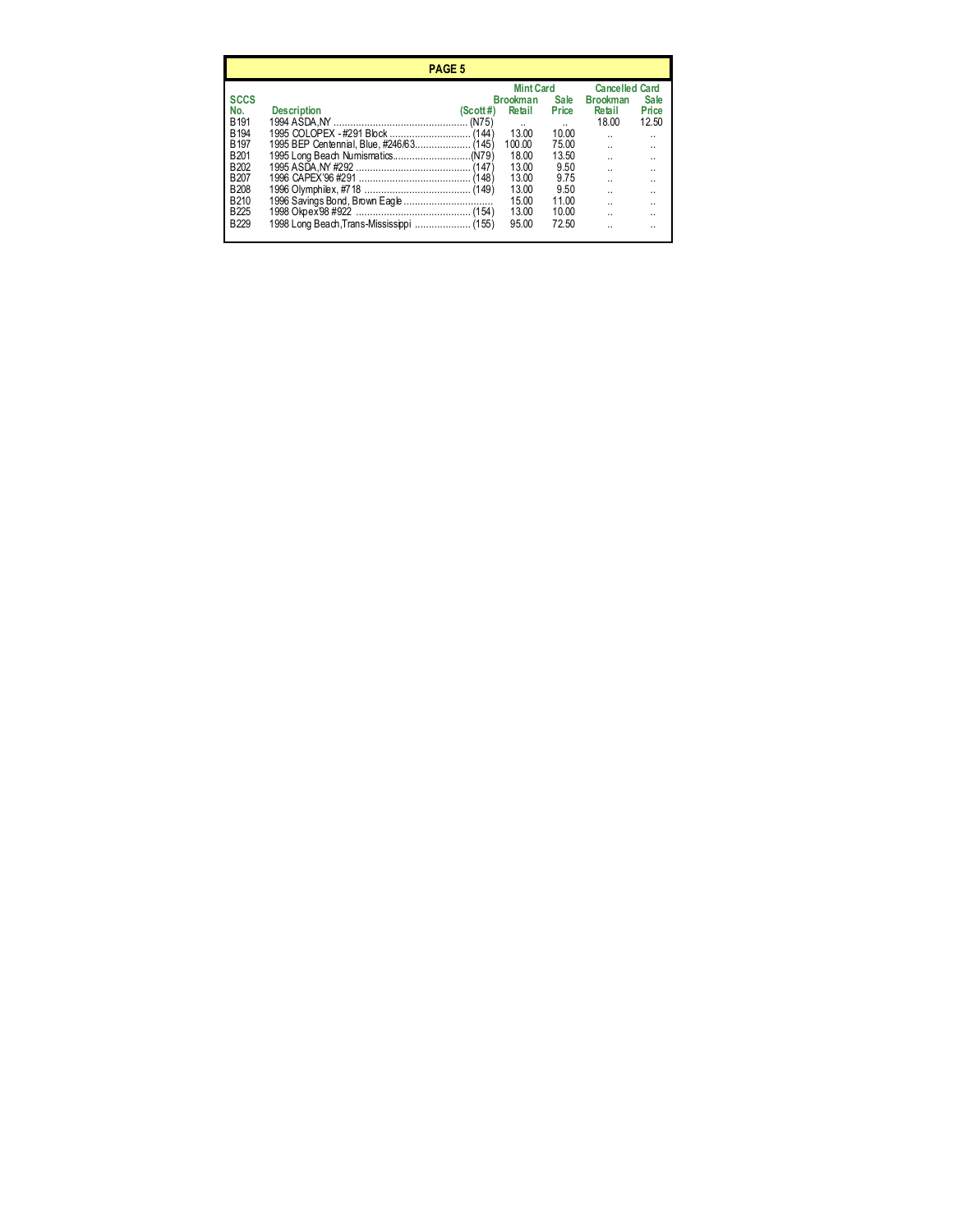## PAGE 5

| SCCS No. | Description | (Scott #) | Mint Card Brookman Retail | Mint Card Sale Price | Cancelled Card Brookman Retail | Cancelled Card Sale Price |
|---|---|---|---|---|---|---|
| B191 | 1994 ASDA,NY | (N75) | .. | .. | 18.00 | 12.50 |
| B194 | 1995 COLOPEX - #291 Block | (144) | 13.00 | 10.00 | .. | .. |
| B197 | 1995 BEP Centennial, Blue, #246/63 | (145) | 100.00 | 75.00 | .. | .. |
| B201 | 1995 Long Beach Numismatics | (N79) | 18.00 | 13.50 | .. | .. |
| B202 | 1995 ASDA,NY #292 | (147) | 13.00 | 9.50 | .. | .. |
| B207 | 1996 CAPEX'96 #291 | (148) | 13.00 | 9.75 | .. | .. |
| B208 | 1996 Olymphilex, #718 | (149) | 13.00 | 9.50 | .. | .. |
| B210 | 1996 Savings Bond, Brown Eagle | | 15.00 | 11.00 | .. | .. |
| B225 | 1998 Okpex'98 #922 | (154) | 13.00 | 10.00 | .. | .. |
| B229 | 1998 Long Beach,Trans-Mississippi | (155) | 95.00 | 72.50 | .. | .. |